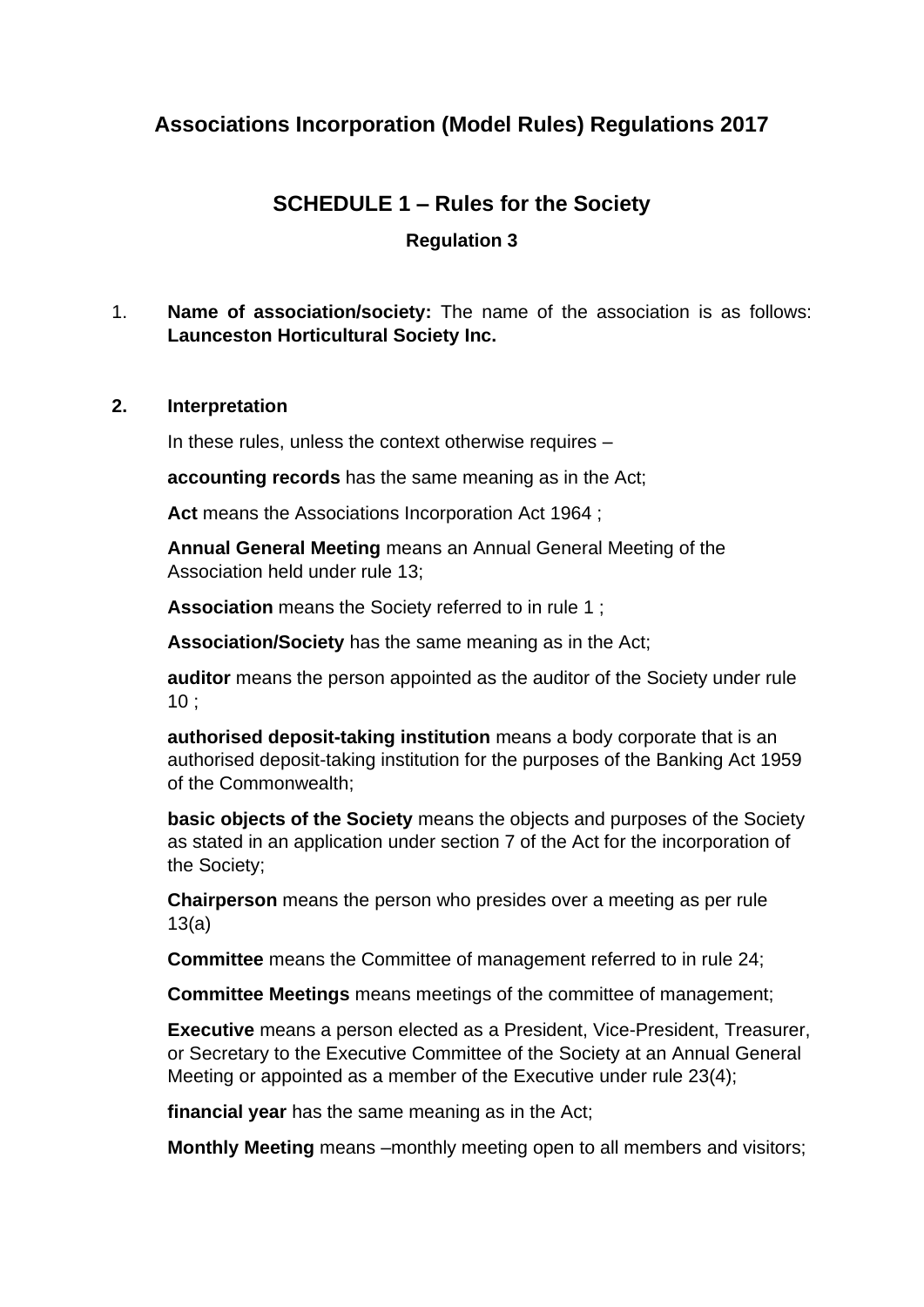# Associations Incorporation (Model Rules) Regulations 2017

## SCHEDULE 1 – Rules for the Society

### Regulation 3

1. **Name of association/society:** The name of the association is as follows: **Launceston Horticultural Society Inc.**

**2. Interpretation**

In these rules, unless the context otherwise requires –

**accounting records** has the same meaning as in the Act;

**Act** means the Associations Incorporation Act 1964 ;

**Annual General Meeting** means an Annual General Meeting of the Association held under rule 13;

**Association** means the Society referred to in rule 1 ;

**Association/Society** has the same meaning as in the Act;

**auditor** means the person appointed as the auditor of the Society under rule 10 ;

**authorised deposit-taking institution** means a body corporate that is an authorised deposit-taking institution for the purposes of the Banking Act 1959 of the Commonwealth;

**basic objects of the Society** means the objects and purposes of the Society as stated in an application under section 7 of the Act for the incorporation of the Society;

**Chairperson** means the person who presides over a meeting as per rule 13(a)

**Committee** means the Committee of management referred to in rule 24;

**Committee Meetings** means meetings of the committee of management;

**Executive** means a person elected as a President, Vice-President, Treasurer, or Secretary to the Executive Committee of the Society at an Annual General Meeting or appointed as a member of the Executive under rule 23(4);

**financial year** has the same meaning as in the Act;

**Monthly Meeting** means –monthly meeting open to all members and visitors;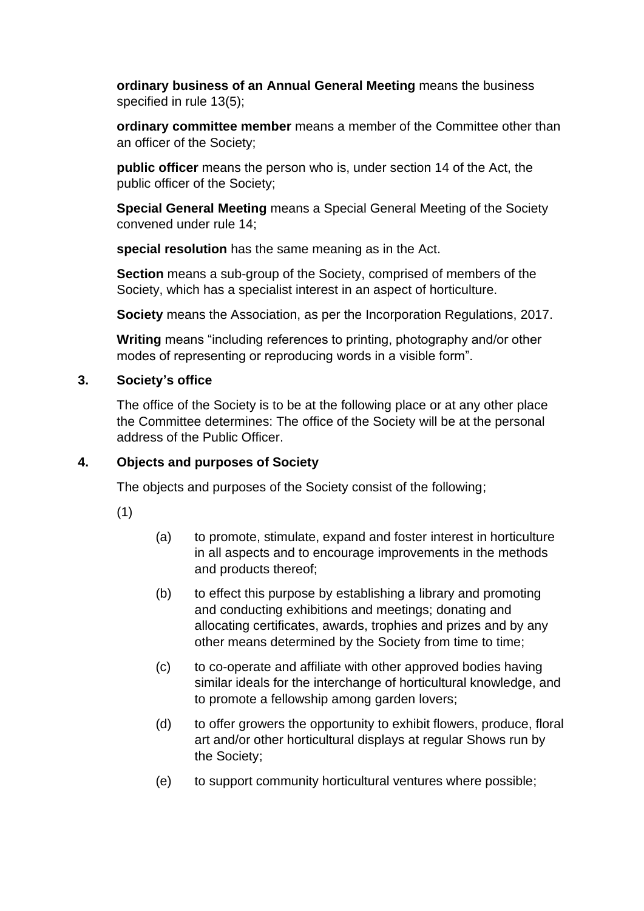**ordinary business of an Annual General Meeting** means the business specified in rule 13(5);

**ordinary committee member** means a member of the Committee other than an officer of the Society;

**public officer** means the person who is, under section 14 of the Act, the public officer of the Society;

**Special General Meeting** means a Special General Meeting of the Society convened under rule 14;

**special resolution** has the same meaning as in the Act.

**Section** means a sub-group of the Society, comprised of members of the Society, which has a specialist interest in an aspect of horticulture.

**Society** means the Association, as per the Incorporation Regulations, 2017.

**Writing** means "including references to printing, photography and/or other modes of representing or reproducing words in a visible form".

## 3. Society's office

The office of the Society is to be at the following place or at any other place the Committee determines: The office of the Society will be at the personal address of the Public Officer.

## 4. Objects and purposes of Society

The objects and purposes of the Society consist of the following;

(1)

(a) to promote, stimulate, expand and foster interest in horticulture in all aspects and to encourage improvements in the methods and products thereof;

(b) to effect this purpose by establishing a library and promoting and conducting exhibitions and meetings; donating and allocating certificates, awards, trophies and prizes and by any other means determined by the Society from time to time;

(c) to co-operate and affiliate with other approved bodies having similar ideals for the interchange of horticultural knowledge, and to promote a fellowship among garden lovers;

(d) to offer growers the opportunity to exhibit flowers, produce, floral art and/or other horticultural displays at regular Shows run by the Society;

(e) to support community horticultural ventures where possible;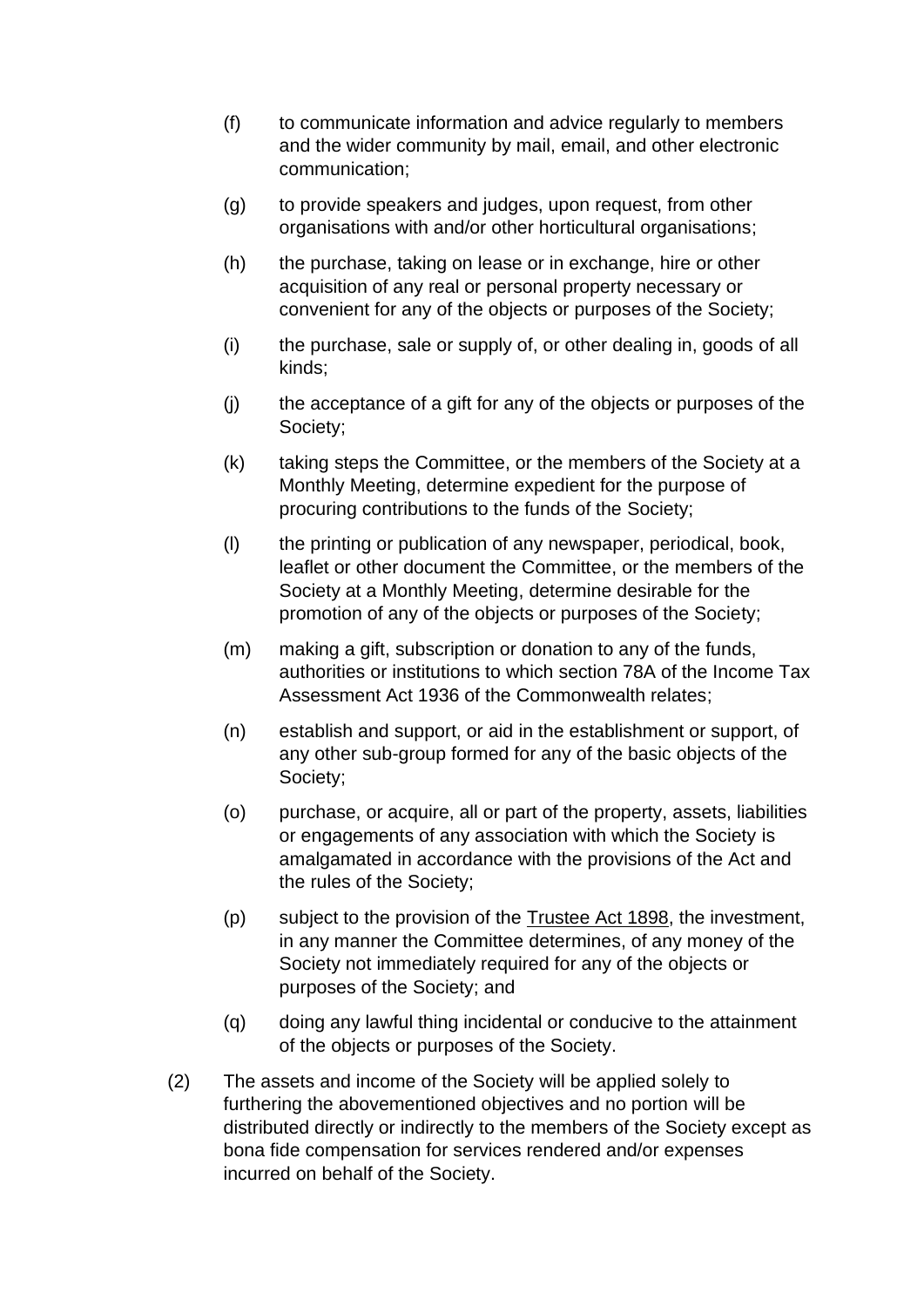(f) to communicate information and advice regularly to members and the wider community by mail, email, and other electronic communication;

(g) to provide speakers and judges, upon request, from other organisations with and/or other horticultural organisations;

(h) the purchase, taking on lease or in exchange, hire or other acquisition of any real or personal property necessary or convenient for any of the objects or purposes of the Society;

(i) the purchase, sale or supply of, or other dealing in, goods of all kinds;

(j) the acceptance of a gift for any of the objects or purposes of the Society;

(k) taking steps the Committee, or the members of the Society at a Monthly Meeting, determine expedient for the purpose of procuring contributions to the funds of the Society;

(l) the printing or publication of any newspaper, periodical, book, leaflet or other document the Committee, or the members of the Society at a Monthly Meeting, determine desirable for the promotion of any of the objects or purposes of the Society;

(m) making a gift, subscription or donation to any of the funds, authorities or institutions to which section 78A of the Income Tax Assessment Act 1936 of the Commonwealth relates;

(n) establish and support, or aid in the establishment or support, of any other sub-group formed for any of the basic objects of the Society;

(o) purchase, or acquire, all or part of the property, assets, liabilities or engagements of any association with which the Society is amalgamated in accordance with the provisions of the Act and the rules of the Society;

(p) subject to the provision of the Trustee Act 1898, the investment, in any manner the Committee determines, of any money of the Society not immediately required for any of the objects or purposes of the Society; and

(q) doing any lawful thing incidental or conducive to the attainment of the objects or purposes of the Society.

(2) The assets and income of the Society will be applied solely to furthering the abovementioned objectives and no portion will be distributed directly or indirectly to the members of the Society except as bona fide compensation for services rendered and/or expenses incurred on behalf of the Society.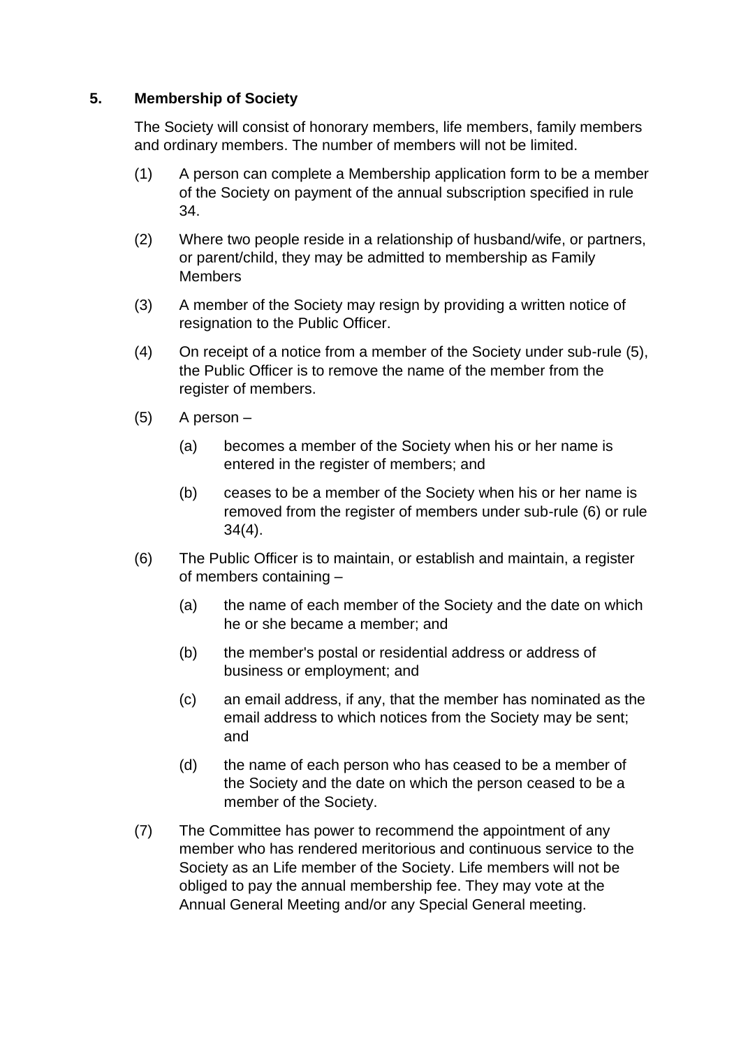## 5. Membership of Society

The Society will consist of honorary members, life members, family members and ordinary members. The number of members will not be limited.

(1) A person can complete a Membership application form to be a member of the Society on payment of the annual subscription specified in rule 34.

(2) Where two people reside in a relationship of husband/wife, or partners, or parent/child, they may be admitted to membership as Family Members

(3) A member of the Society may resign by providing a written notice of resignation to the Public Officer.

(4) On receipt of a notice from a member of the Society under sub-rule (5), the Public Officer is to remove the name of the member from the register of members.

(5) A person –

   (a) becomes a member of the Society when his or her name is entered in the register of members; and

   (b) ceases to be a member of the Society when his or her name is removed from the register of members under sub-rule (6) or rule 34(4).

(6) The Public Officer is to maintain, or establish and maintain, a register of members containing –

   (a) the name of each member of the Society and the date on which he or she became a member; and

   (b) the member's postal or residential address or address of business or employment; and

   (c) an email address, if any, that the member has nominated as the email address to which notices from the Society may be sent; and

   (d) the name of each person who has ceased to be a member of the Society and the date on which the person ceased to be a member of the Society.

(7) The Committee has power to recommend the appointment of any member who has rendered meritorious and continuous service to the Society as an Life member of the Society. Life members will not be obliged to pay the annual membership fee. They may vote at the Annual General Meeting and/or any Special General meeting.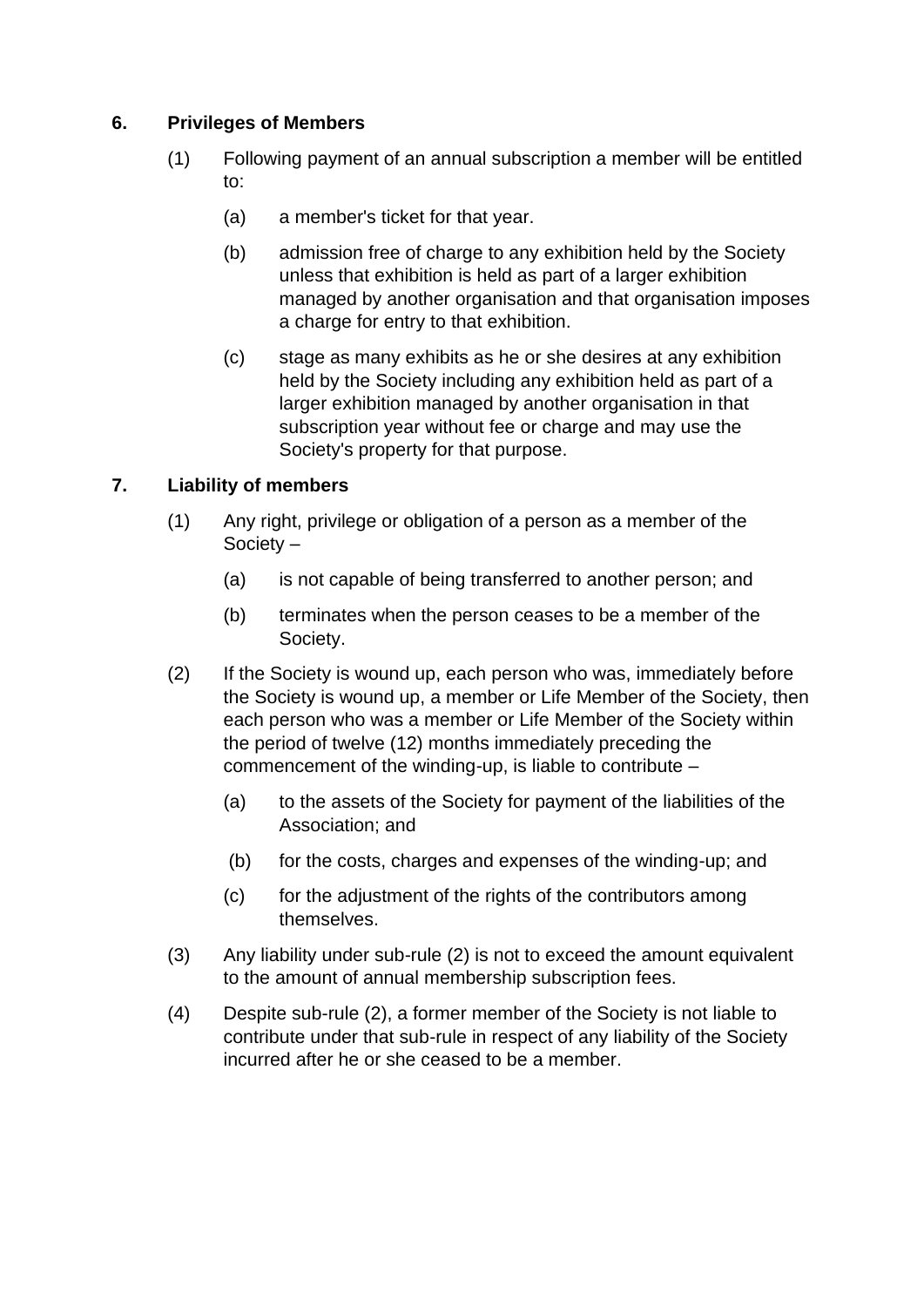## 6. Privileges of Members

(1) Following payment of an annual subscription a member will be entitled to:

(a) a member's ticket for that year.

(b) admission free of charge to any exhibition held by the Society unless that exhibition is held as part of a larger exhibition managed by another organisation and that organisation imposes a charge for entry to that exhibition.

(c) stage as many exhibits as he or she desires at any exhibition held by the Society including any exhibition held as part of a larger exhibition managed by another organisation in that subscription year without fee or charge and may use the Society's property for that purpose.

## 7. Liability of members

(1) Any right, privilege or obligation of a person as a member of the Society –

(a) is not capable of being transferred to another person; and

(b) terminates when the person ceases to be a member of the Society.

(2) If the Society is wound up, each person who was, immediately before the Society is wound up, a member or Life Member of the Society, then each person who was a member or Life Member of the Society within the period of twelve (12) months immediately preceding the commencement of the winding-up, is liable to contribute –

(a) to the assets of the Society for payment of the liabilities of the Association; and

(b) for the costs, charges and expenses of the winding-up; and

(c) for the adjustment of the rights of the contributors among themselves.

(3) Any liability under sub-rule (2) is not to exceed the amount equivalent to the amount of annual membership subscription fees.

(4) Despite sub-rule (2), a former member of the Society is not liable to contribute under that sub-rule in respect of any liability of the Society incurred after he or she ceased to be a member.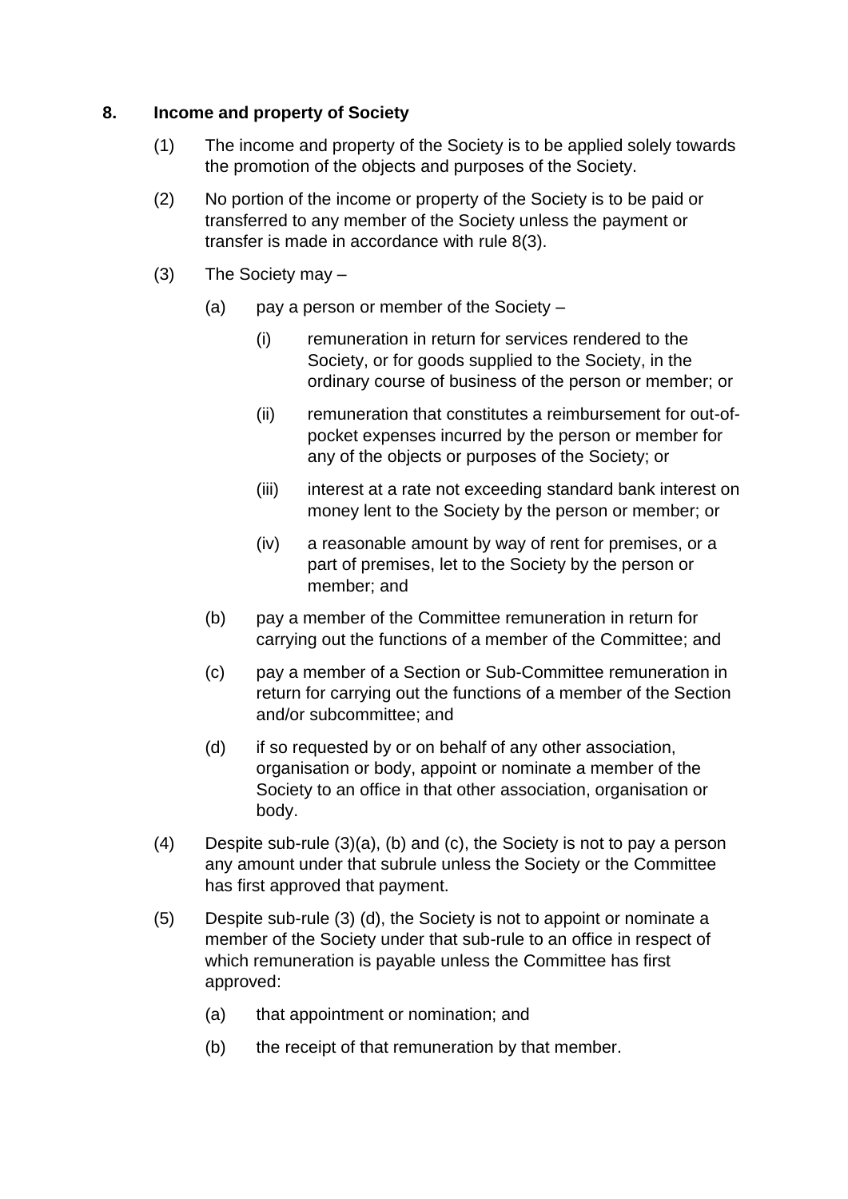## 8. Income and property of Society

(1) The income and property of the Society is to be applied solely towards the promotion of the objects and purposes of the Society.

(2) No portion of the income or property of the Society is to be paid or transferred to any member of the Society unless the payment or transfer is made in accordance with rule 8(3).

(3) The Society may –

(a) pay a person or member of the Society –

(i) remuneration in return for services rendered to the Society, or for goods supplied to the Society, in the ordinary course of business of the person or member; or

(ii) remuneration that constitutes a reimbursement for out-of-pocket expenses incurred by the person or member for any of the objects or purposes of the Society; or

(iii) interest at a rate not exceeding standard bank interest on money lent to the Society by the person or member; or

(iv) a reasonable amount by way of rent for premises, or a part of premises, let to the Society by the person or member; and

(b) pay a member of the Committee remuneration in return for carrying out the functions of a member of the Committee; and

(c) pay a member of a Section or Sub-Committee remuneration in return for carrying out the functions of a member of the Section and/or subcommittee; and

(d) if so requested by or on behalf of any other association, organisation or body, appoint or nominate a member of the Society to an office in that other association, organisation or body.

(4) Despite sub-rule (3)(a), (b) and (c), the Society is not to pay a person any amount under that subrule unless the Society or the Committee has first approved that payment.

(5) Despite sub-rule (3) (d), the Society is not to appoint or nominate a member of the Society under that sub-rule to an office in respect of which remuneration is payable unless the Committee has first approved:

(a) that appointment or nomination; and

(b) the receipt of that remuneration by that member.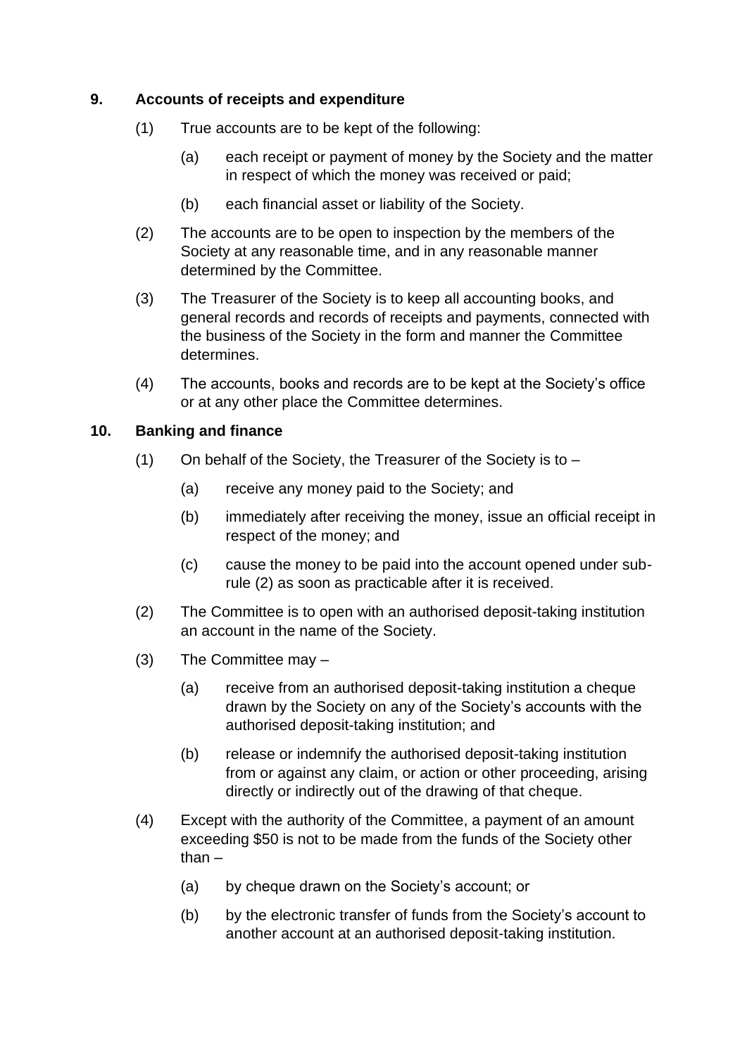## 9. Accounts of receipts and expenditure

(1) True accounts are to be kept of the following:

(a) each receipt or payment of money by the Society and the matter in respect of which the money was received or paid;

(b) each financial asset or liability of the Society.

(2) The accounts are to be open to inspection by the members of the Society at any reasonable time, and in any reasonable manner determined by the Committee.

(3) The Treasurer of the Society is to keep all accounting books, and general records and records of receipts and payments, connected with the business of the Society in the form and manner the Committee determines.

(4) The accounts, books and records are to be kept at the Society's office or at any other place the Committee determines.

## 10. Banking and finance

(1) On behalf of the Society, the Treasurer of the Society is to –

(a) receive any money paid to the Society; and

(b) immediately after receiving the money, issue an official receipt in respect of the money; and

(c) cause the money to be paid into the account opened under sub-rule (2) as soon as practicable after it is received.

(2) The Committee is to open with an authorised deposit-taking institution an account in the name of the Society.

(3) The Committee may –

(a) receive from an authorised deposit-taking institution a cheque drawn by the Society on any of the Society's accounts with the authorised deposit-taking institution; and

(b) release or indemnify the authorised deposit-taking institution from or against any claim, or action or other proceeding, arising directly or indirectly out of the drawing of that cheque.

(4) Except with the authority of the Committee, a payment of an amount exceeding $50 is not to be made from the funds of the Society other than –

(a) by cheque drawn on the Society's account; or

(b) by the electronic transfer of funds from the Society's account to another account at an authorised deposit-taking institution.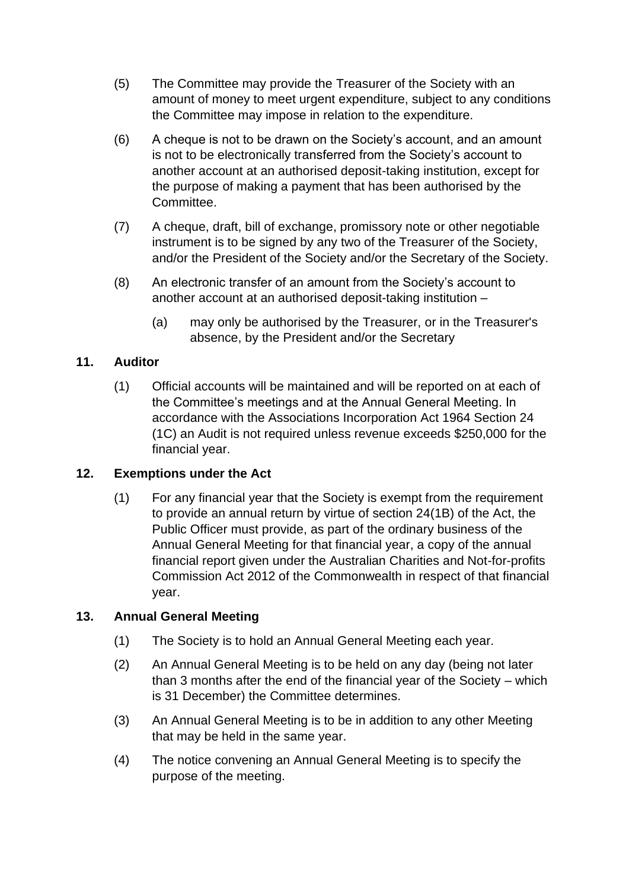(5) The Committee may provide the Treasurer of the Society with an amount of money to meet urgent expenditure, subject to any conditions the Committee may impose in relation to the expenditure.

(6) A cheque is not to be drawn on the Society's account, and an amount is not to be electronically transferred from the Society's account to another account at an authorised deposit-taking institution, except for the purpose of making a payment that has been authorised by the Committee.

(7) A cheque, draft, bill of exchange, promissory note or other negotiable instrument is to be signed by any two of the Treasurer of the Society, and/or the President of the Society and/or the Secretary of the Society.

(8) An electronic transfer of an amount from the Society's account to another account at an authorised deposit-taking institution –

  (a) may only be authorised by the Treasurer, or in the Treasurer's absence, by the President and/or the Secretary

## 11. Auditor

(1) Official accounts will be maintained and will be reported on at each of the Committee's meetings and at the Annual General Meeting. In accordance with the Associations Incorporation Act 1964 Section 24 (1C) an Audit is not required unless revenue exceeds $250,000 for the financial year.

## 12. Exemptions under the Act

(1) For any financial year that the Society is exempt from the requirement to provide an annual return by virtue of section 24(1B) of the Act, the Public Officer must provide, as part of the ordinary business of the Annual General Meeting for that financial year, a copy of the annual financial report given under the Australian Charities and Not-for-profits Commission Act 2012 of the Commonwealth in respect of that financial year.

## 13. Annual General Meeting

(1) The Society is to hold an Annual General Meeting each year.

(2) An Annual General Meeting is to be held on any day (being not later than 3 months after the end of the financial year of the Society – which is 31 December) the Committee determines.

(3) An Annual General Meeting is to be in addition to any other Meeting that may be held in the same year.

(4) The notice convening an Annual General Meeting is to specify the purpose of the meeting.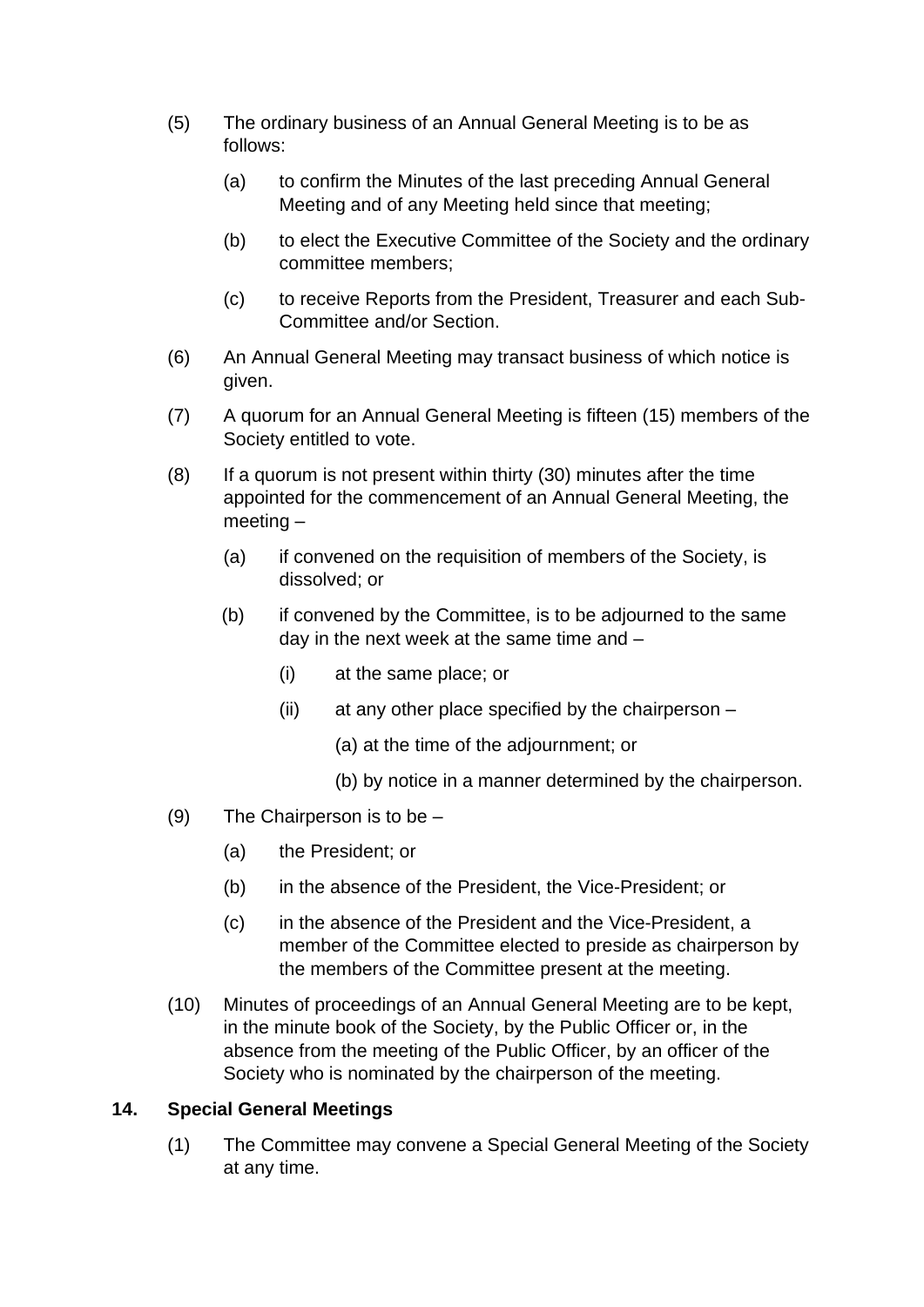(5) The ordinary business of an Annual General Meeting is to be as follows:

   (a) to confirm the Minutes of the last preceding Annual General Meeting and of any Meeting held since that meeting;

   (b) to elect the Executive Committee of the Society and the ordinary committee members;

   (c) to receive Reports from the President, Treasurer and each Sub-Committee and/or Section.

(6) An Annual General Meeting may transact business of which notice is given.

(7) A quorum for an Annual General Meeting is fifteen (15) members of the Society entitled to vote.

(8) If a quorum is not present within thirty (30) minutes after the time appointed for the commencement of an Annual General Meeting, the meeting –

   (a) if convened on the requisition of members of the Society, is dissolved; or

   (b) if convened by the Committee, is to be adjourned to the same day in the next week at the same time and –

      (i) at the same place; or

      (ii) at any other place specified by the chairperson –

         (a) at the time of the adjournment; or

         (b) by notice in a manner determined by the chairperson.

(9) The Chairperson is to be –

   (a) the President; or

   (b) in the absence of the President, the Vice-President; or

   (c) in the absence of the President and the Vice-President, a member of the Committee elected to preside as chairperson by the members of the Committee present at the meeting.

(10) Minutes of proceedings of an Annual General Meeting are to be kept, in the minute book of the Society, by the Public Officer or, in the absence from the meeting of the Public Officer, by an officer of the Society who is nominated by the chairperson of the meeting.

## 14. Special General Meetings

(1) The Committee may convene a Special General Meeting of the Society at any time.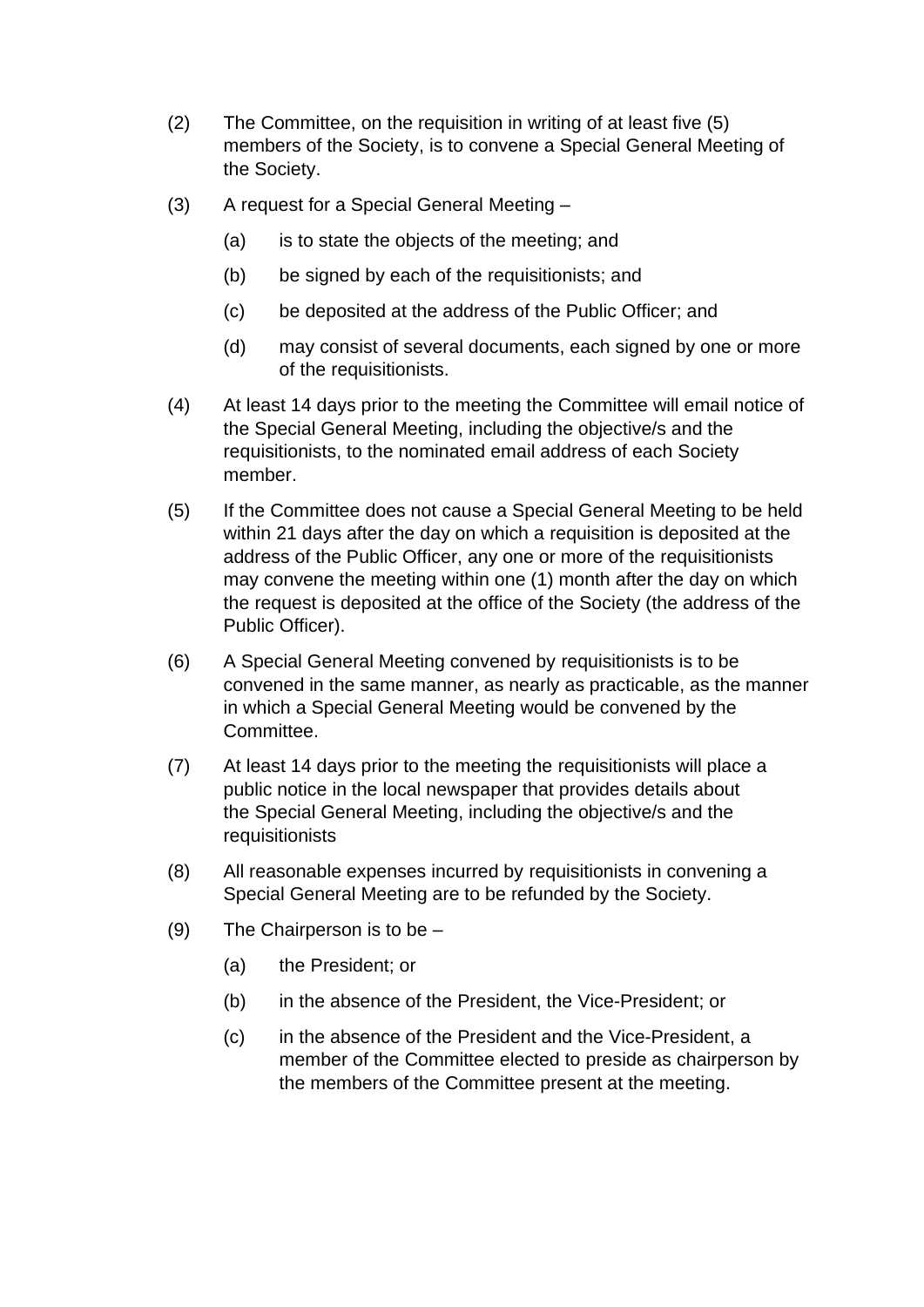(2) The Committee, on the requisition in writing of at least five (5) members of the Society, is to convene a Special General Meeting of the Society.

(3) A request for a Special General Meeting –

  (a) is to state the objects of the meeting; and

  (b) be signed by each of the requisitionists; and

  (c) be deposited at the address of the Public Officer; and

  (d) may consist of several documents, each signed by one or more of the requisitionists.

(4) At least 14 days prior to the meeting the Committee will email notice of the Special General Meeting, including the objective/s and the requisitionists, to the nominated email address of each Society member.

(5) If the Committee does not cause a Special General Meeting to be held within 21 days after the day on which a requisition is deposited at the address of the Public Officer, any one or more of the requisitionists may convene the meeting within one (1) month after the day on which the request is deposited at the office of the Society (the address of the Public Officer).

(6) A Special General Meeting convened by requisitionists is to be convened in the same manner, as nearly as practicable, as the manner in which a Special General Meeting would be convened by the Committee.

(7) At least 14 days prior to the meeting the requisitionists will place a public notice in the local newspaper that provides details about the Special General Meeting, including the objective/s and the requisitionists

(8) All reasonable expenses incurred by requisitionists in convening a Special General Meeting are to be refunded by the Society.

(9) The Chairperson is to be –

  (a) the President; or

  (b) in the absence of the President, the Vice-President; or

  (c) in the absence of the President and the Vice-President, a member of the Committee elected to preside as chairperson by the members of the Committee present at the meeting.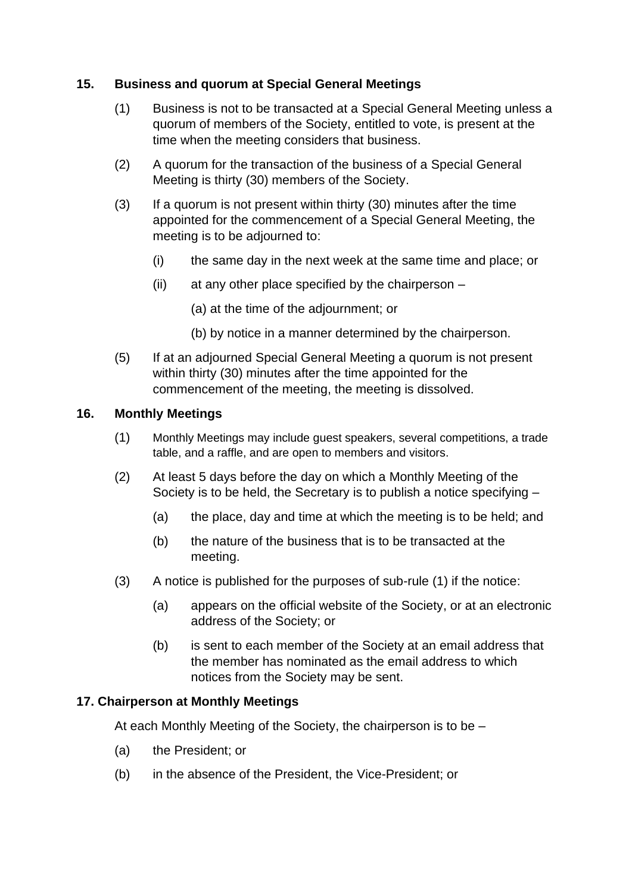## 15. Business and quorum at Special General Meetings

(1) Business is not to be transacted at a Special General Meeting unless a quorum of members of the Society, entitled to vote, is present at the time when the meeting considers that business.

(2) A quorum for the transaction of the business of a Special General Meeting is thirty (30) members of the Society.

(3) If a quorum is not present within thirty (30) minutes after the time appointed for the commencement of a Special General Meeting, the meeting is to be adjourned to:

- (i) the same day in the next week at the same time and place; or
- (ii) at any other place specified by the chairperson –
  - (a) at the time of the adjournment; or
  - (b) by notice in a manner determined by the chairperson.

(5) If at an adjourned Special General Meeting a quorum is not present within thirty (30) minutes after the time appointed for the commencement of the meeting, the meeting is dissolved.

## 16. Monthly Meetings

(1) Monthly Meetings may include guest speakers, several competitions, a trade table, and a raffle, and are open to members and visitors.

(2) At least 5 days before the day on which a Monthly Meeting of the Society is to be held, the Secretary is to publish a notice specifying –

- (a) the place, day and time at which the meeting is to be held; and
- (b) the nature of the business that is to be transacted at the meeting.

(3) A notice is published for the purposes of sub-rule (1) if the notice:

- (a) appears on the official website of the Society, or at an electronic address of the Society; or
- (b) is sent to each member of the Society at an email address that the member has nominated as the email address to which notices from the Society may be sent.

## 17. Chairperson at Monthly Meetings

At each Monthly Meeting of the Society, the chairperson is to be –

- (a) the President; or
- (b) in the absence of the President, the Vice-President; or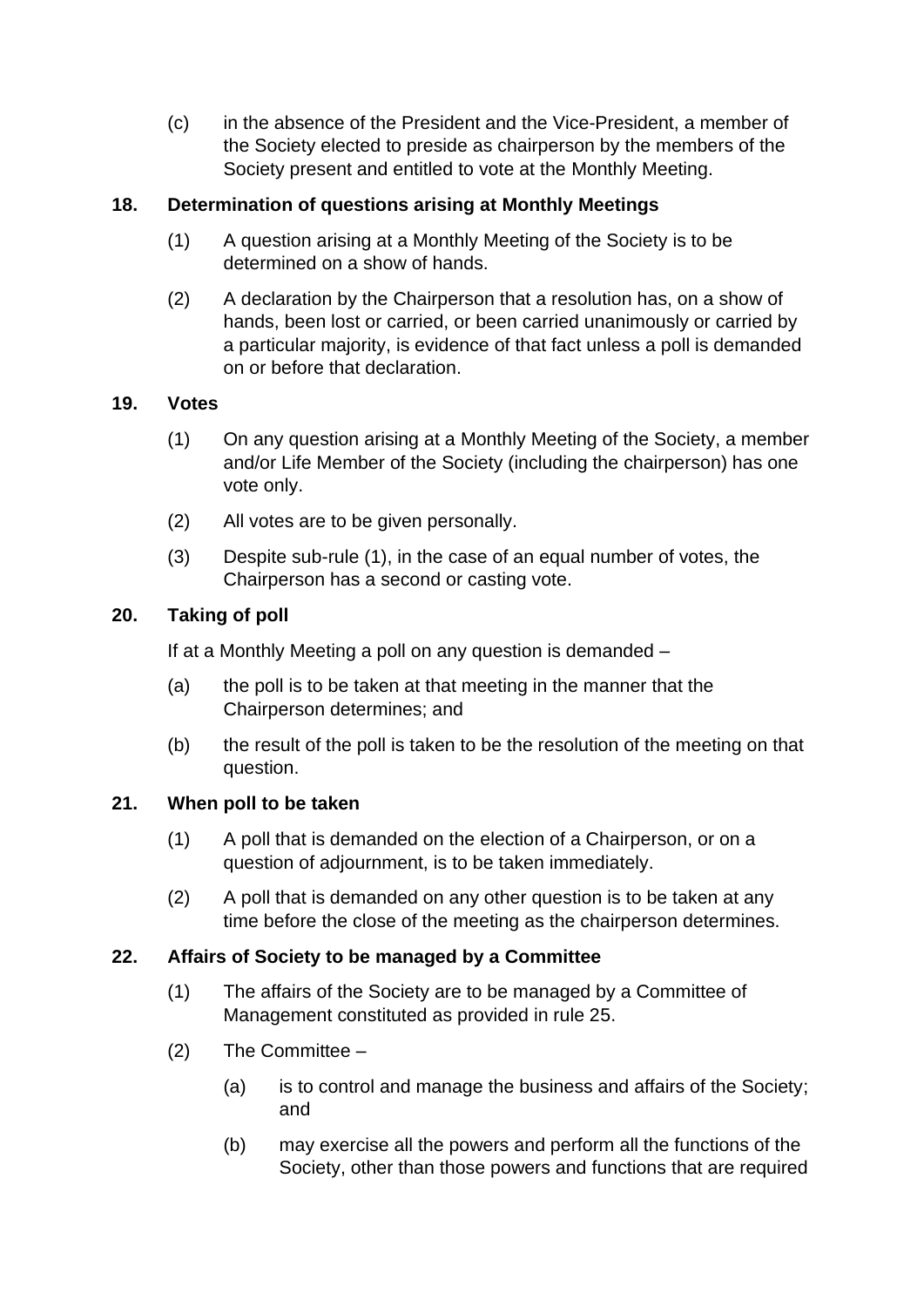(c) in the absence of the President and the Vice-President, a member of the Society elected to preside as chairperson by the members of the Society present and entitled to vote at the Monthly Meeting.

**18. Determination of questions arising at Monthly Meetings**

(1) A question arising at a Monthly Meeting of the Society is to be determined on a show of hands.

(2) A declaration by the Chairperson that a resolution has, on a show of hands, been lost or carried, or been carried unanimously or carried by a particular majority, is evidence of that fact unless a poll is demanded on or before that declaration.

**19. Votes**

(1) On any question arising at a Monthly Meeting of the Society, a member and/or Life Member of the Society (including the chairperson) has one vote only.

(2) All votes are to be given personally.

(3) Despite sub-rule (1), in the case of an equal number of votes, the Chairperson has a second or casting vote.

**20. Taking of poll**

If at a Monthly Meeting a poll on any question is demanded –

(a) the poll is to be taken at that meeting in the manner that the Chairperson determines; and

(b) the result of the poll is taken to be the resolution of the meeting on that question.

**21. When poll to be taken**

(1) A poll that is demanded on the election of a Chairperson, or on a question of adjournment, is to be taken immediately.

(2) A poll that is demanded on any other question is to be taken at any time before the close of the meeting as the chairperson determines.

**22. Affairs of Society to be managed by a Committee**

(1) The affairs of the Society are to be managed by a Committee of Management constituted as provided in rule 25.

(2) The Committee –

(a) is to control and manage the business and affairs of the Society; and

(b) may exercise all the powers and perform all the functions of the Society, other than those powers and functions that are required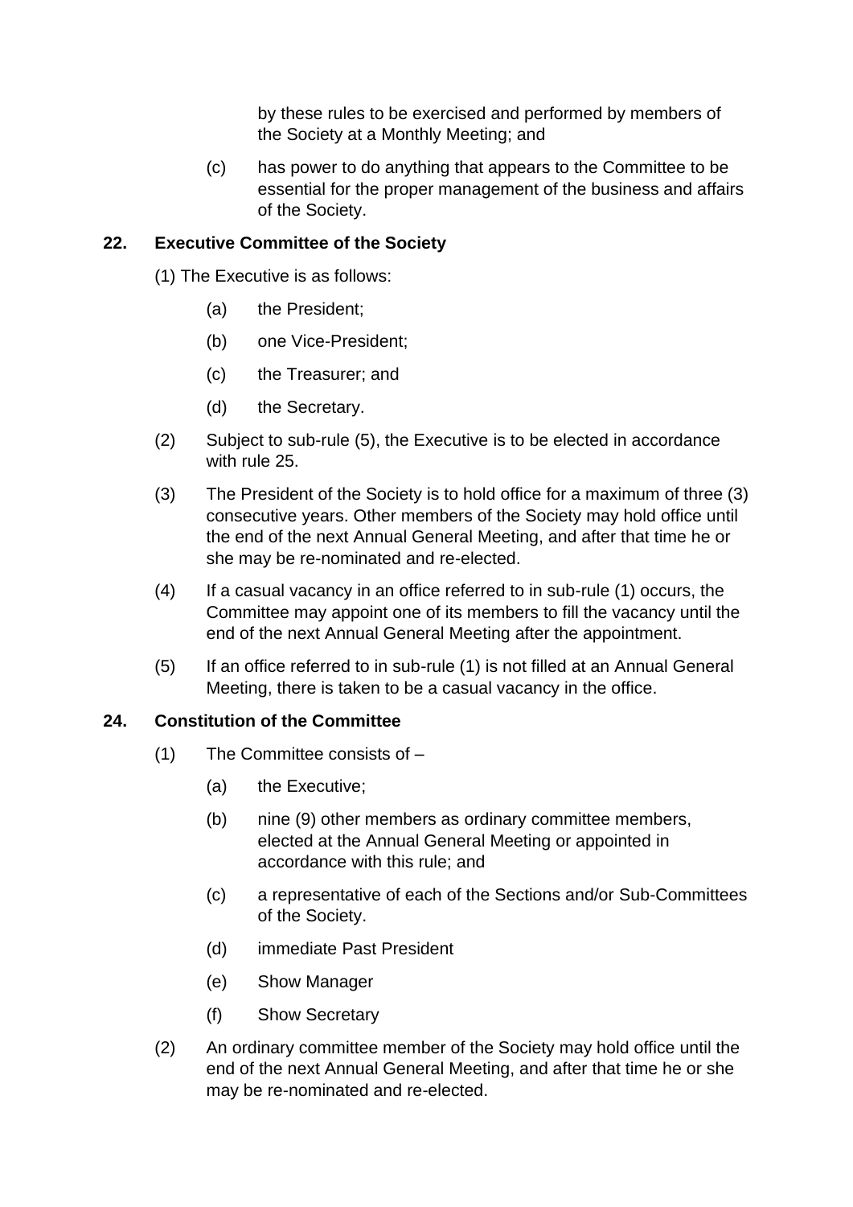by these rules to be exercised and performed by members of the Society at a Monthly Meeting; and

(c) has power to do anything that appears to the Committee to be essential for the proper management of the business and affairs of the Society.

## 22. Executive Committee of the Society

(1) The Executive is as follows:

- (a) the President;
- (b) one Vice-President;
- (c) the Treasurer; and
- (d) the Secretary.

(2) Subject to sub-rule (5), the Executive is to be elected in accordance with rule 25.

(3) The President of the Society is to hold office for a maximum of three (3) consecutive years. Other members of the Society may hold office until the end of the next Annual General Meeting, and after that time he or she may be re-nominated and re-elected.

(4) If a casual vacancy in an office referred to in sub-rule (1) occurs, the Committee may appoint one of its members to fill the vacancy until the end of the next Annual General Meeting after the appointment.

(5) If an office referred to in sub-rule (1) is not filled at an Annual General Meeting, there is taken to be a casual vacancy in the office.

## 24. Constitution of the Committee

(1) The Committee consists of –

- (a) the Executive;
- (b) nine (9) other members as ordinary committee members, elected at the Annual General Meeting or appointed in accordance with this rule; and
- (c) a representative of each of the Sections and/or Sub-Committees of the Society.
- (d) immediate Past President
- (e) Show Manager
- (f) Show Secretary

(2) An ordinary committee member of the Society may hold office until the end of the next Annual General Meeting, and after that time he or she may be re-nominated and re-elected.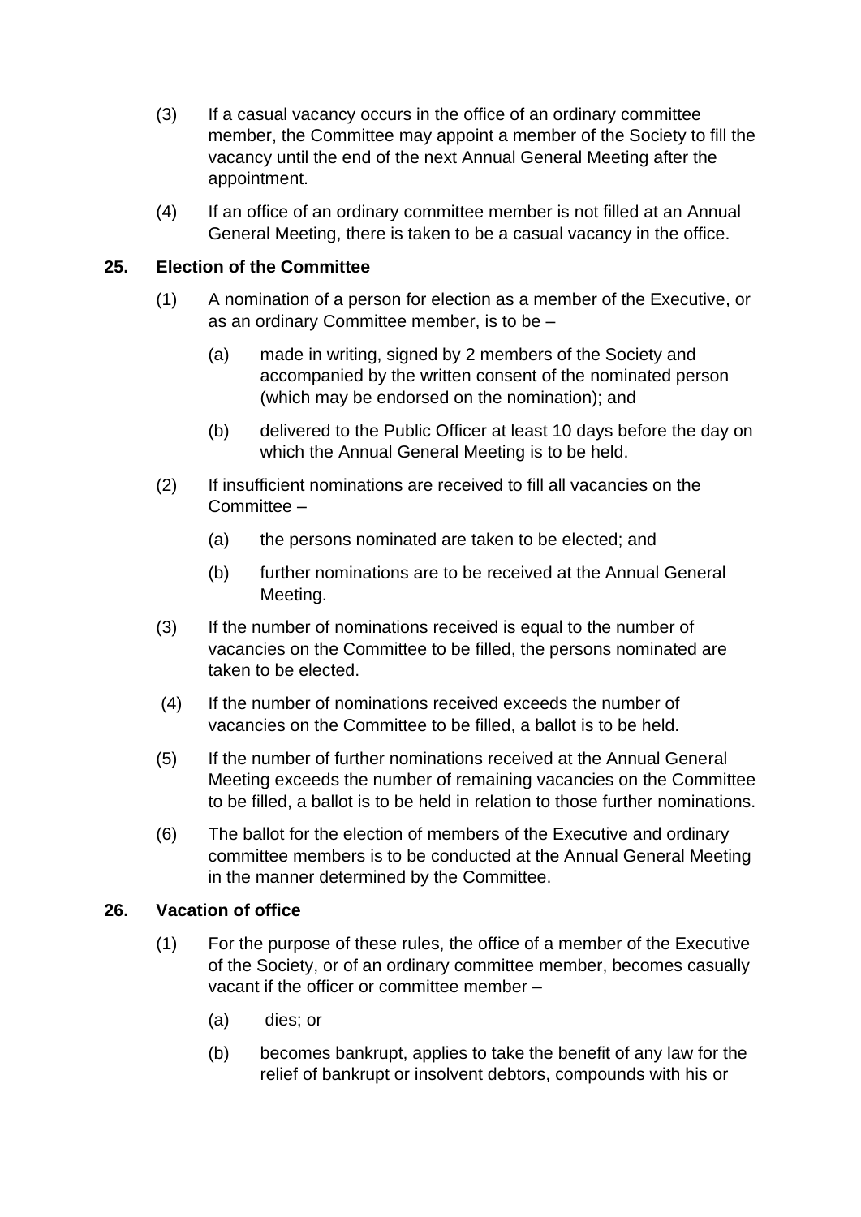(3) If a casual vacancy occurs in the office of an ordinary committee member, the Committee may appoint a member of the Society to fill the vacancy until the end of the next Annual General Meeting after the appointment.

(4) If an office of an ordinary committee member is not filled at an Annual General Meeting, there is taken to be a casual vacancy in the office.

**25. Election of the Committee**

(1) A nomination of a person for election as a member of the Executive, or as an ordinary Committee member, is to be –

(a) made in writing, signed by 2 members of the Society and accompanied by the written consent of the nominated person (which may be endorsed on the nomination); and

(b) delivered to the Public Officer at least 10 days before the day on which the Annual General Meeting is to be held.

(2) If insufficient nominations are received to fill all vacancies on the Committee –

(a) the persons nominated are taken to be elected; and

(b) further nominations are to be received at the Annual General Meeting.

(3) If the number of nominations received is equal to the number of vacancies on the Committee to be filled, the persons nominated are taken to be elected.

(4) If the number of nominations received exceeds the number of vacancies on the Committee to be filled, a ballot is to be held.

(5) If the number of further nominations received at the Annual General Meeting exceeds the number of remaining vacancies on the Committee to be filled, a ballot is to be held in relation to those further nominations.

(6) The ballot for the election of members of the Executive and ordinary committee members is to be conducted at the Annual General Meeting in the manner determined by the Committee.

**26. Vacation of office**

(1) For the purpose of these rules, the office of a member of the Executive of the Society, or of an ordinary committee member, becomes casually vacant if the officer or committee member –

(a) dies; or

(b) becomes bankrupt, applies to take the benefit of any law for the relief of bankrupt or insolvent debtors, compounds with his or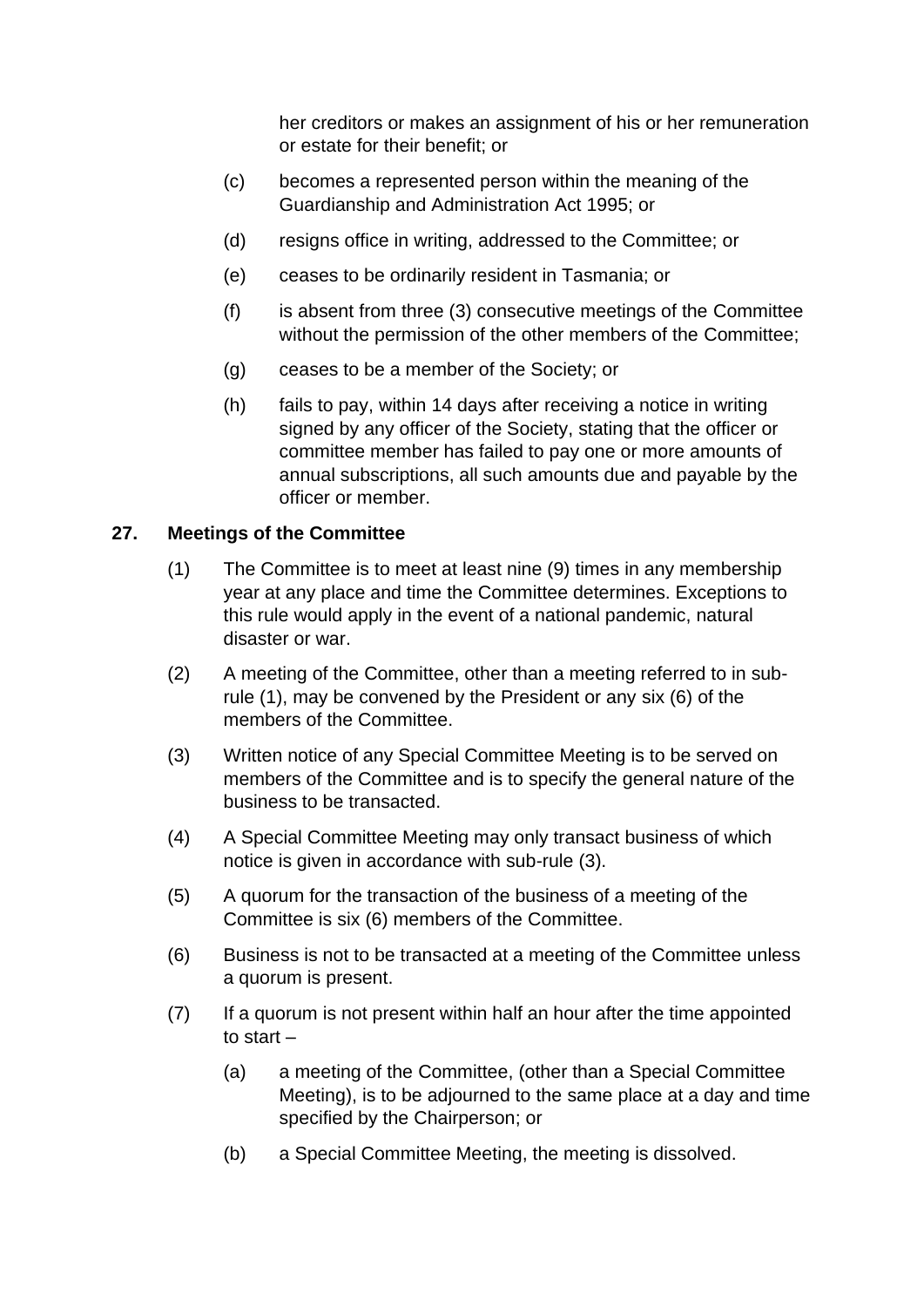her creditors or makes an assignment of his or her remuneration or estate for their benefit; or

(c) becomes a represented person within the meaning of the Guardianship and Administration Act 1995; or

(d) resigns office in writing, addressed to the Committee; or

(e) ceases to be ordinarily resident in Tasmania; or

(f) is absent from three (3) consecutive meetings of the Committee without the permission of the other members of the Committee;

(g) ceases to be a member of the Society; or

(h) fails to pay, within 14 days after receiving a notice in writing signed by any officer of the Society, stating that the officer or committee member has failed to pay one or more amounts of annual subscriptions, all such amounts due and payable by the officer or member.

**27. Meetings of the Committee**

(1) The Committee is to meet at least nine (9) times in any membership year at any place and time the Committee determines. Exceptions to this rule would apply in the event of a national pandemic, natural disaster or war.

(2) A meeting of the Committee, other than a meeting referred to in sub-rule (1), may be convened by the President or any six (6) of the members of the Committee.

(3) Written notice of any Special Committee Meeting is to be served on members of the Committee and is to specify the general nature of the business to be transacted.

(4) A Special Committee Meeting may only transact business of which notice is given in accordance with sub-rule (3).

(5) A quorum for the transaction of the business of a meeting of the Committee is six (6) members of the Committee.

(6) Business is not to be transacted at a meeting of the Committee unless a quorum is present.

(7) If a quorum is not present within half an hour after the time appointed to start –

(a) a meeting of the Committee, (other than a Special Committee Meeting), is to be adjourned to the same place at a day and time specified by the Chairperson; or

(b) a Special Committee Meeting, the meeting is dissolved.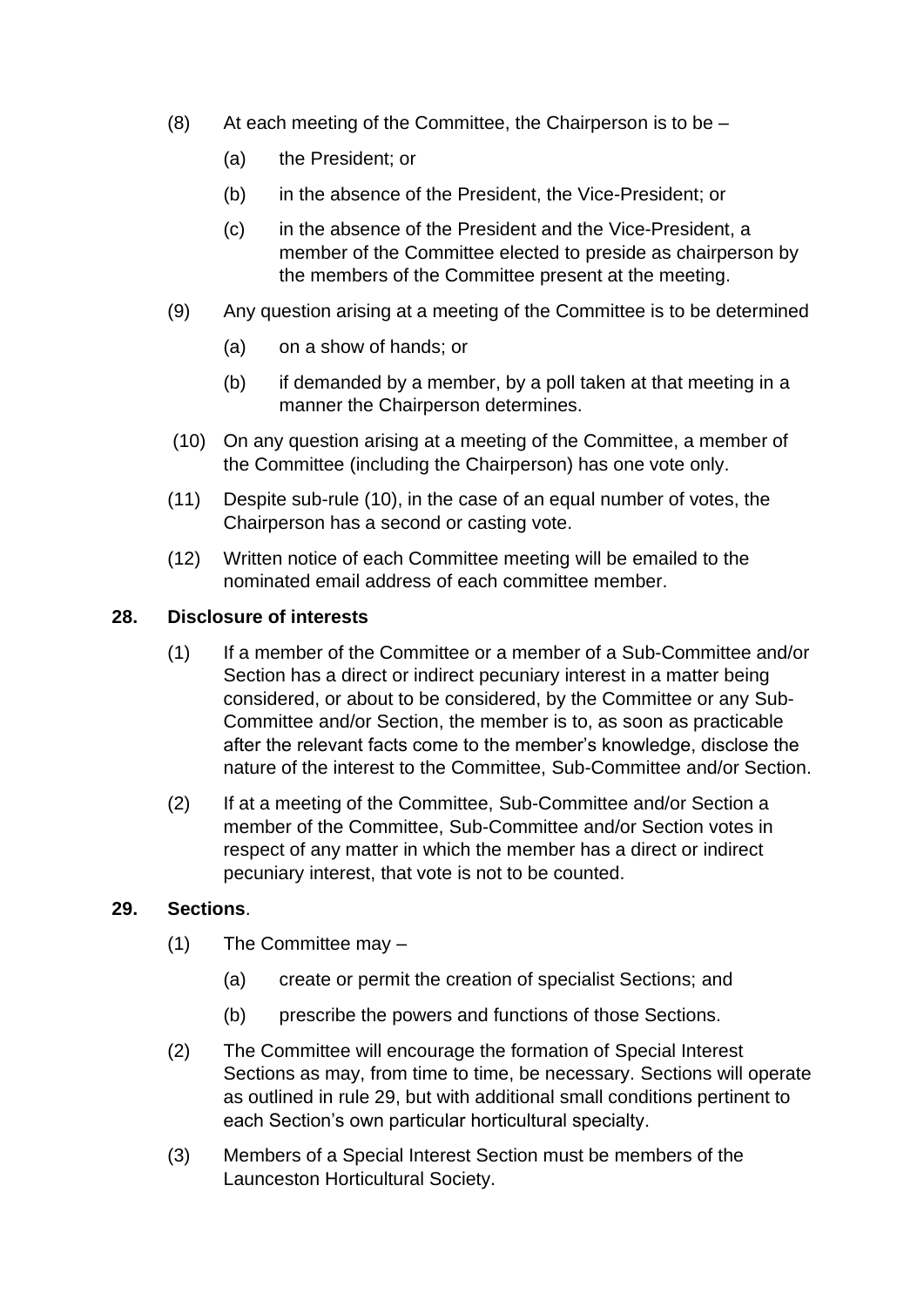(8) At each meeting of the Committee, the Chairperson is to be –

  (a) the President; or

  (b) in the absence of the President, the Vice-President; or

  (c) in the absence of the President and the Vice-President, a member of the Committee elected to preside as chairperson by the members of the Committee present at the meeting.

(9) Any question arising at a meeting of the Committee is to be determined

  (a) on a show of hands; or

  (b) if demanded by a member, by a poll taken at that meeting in a manner the Chairperson determines.

(10) On any question arising at a meeting of the Committee, a member of the Committee (including the Chairperson) has one vote only.

(11) Despite sub-rule (10), in the case of an equal number of votes, the Chairperson has a second or casting vote.

(12) Written notice of each Committee meeting will be emailed to the nominated email address of each committee member.

**28. Disclosure of interests**

(1) If a member of the Committee or a member of a Sub-Committee and/or Section has a direct or indirect pecuniary interest in a matter being considered, or about to be considered, by the Committee or any Sub-Committee and/or Section, the member is to, as soon as practicable after the relevant facts come to the member's knowledge, disclose the nature of the interest to the Committee, Sub-Committee and/or Section.

(2) If at a meeting of the Committee, Sub-Committee and/or Section a member of the Committee, Sub-Committee and/or Section votes in respect of any matter in which the member has a direct or indirect pecuniary interest, that vote is not to be counted.

**29. Sections**.

(1) The Committee may –

  (a) create or permit the creation of specialist Sections; and

  (b) prescribe the powers and functions of those Sections.

(2) The Committee will encourage the formation of Special Interest Sections as may, from time to time, be necessary. Sections will operate as outlined in rule 29, but with additional small conditions pertinent to each Section's own particular horticultural specialty.

(3) Members of a Special Interest Section must be members of the Launceston Horticultural Society.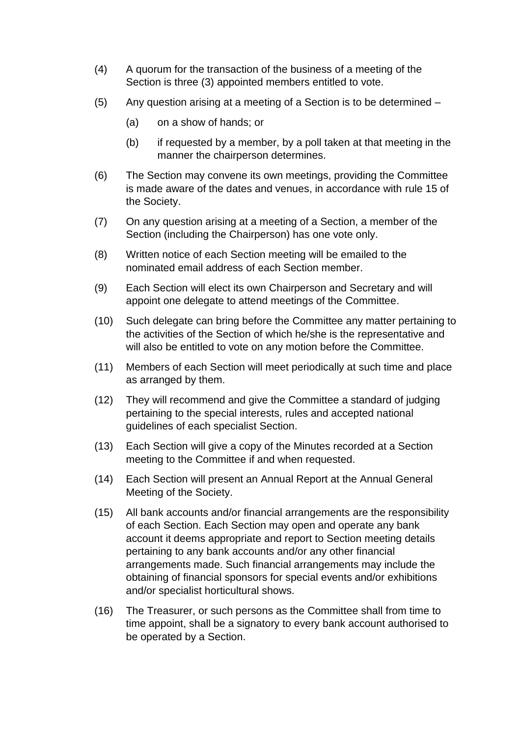(4) A quorum for the transaction of the business of a meeting of the Section is three (3) appointed members entitled to vote.

(5) Any question arising at a meeting of a Section is to be determined –

  (a) on a show of hands; or

  (b) if requested by a member, by a poll taken at that meeting in the manner the chairperson determines.

(6) The Section may convene its own meetings, providing the Committee is made aware of the dates and venues, in accordance with rule 15 of the Society.

(7) On any question arising at a meeting of a Section, a member of the Section (including the Chairperson) has one vote only.

(8) Written notice of each Section meeting will be emailed to the nominated email address of each Section member.

(9) Each Section will elect its own Chairperson and Secretary and will appoint one delegate to attend meetings of the Committee.

(10) Such delegate can bring before the Committee any matter pertaining to the activities of the Section of which he/she is the representative and will also be entitled to vote on any motion before the Committee.

(11) Members of each Section will meet periodically at such time and place as arranged by them.

(12) They will recommend and give the Committee a standard of judging pertaining to the special interests, rules and accepted national guidelines of each specialist Section.

(13) Each Section will give a copy of the Minutes recorded at a Section meeting to the Committee if and when requested.

(14) Each Section will present an Annual Report at the Annual General Meeting of the Society.

(15) All bank accounts and/or financial arrangements are the responsibility of each Section. Each Section may open and operate any bank account it deems appropriate and report to Section meeting details pertaining to any bank accounts and/or any other financial arrangements made. Such financial arrangements may include the obtaining of financial sponsors for special events and/or exhibitions and/or specialist horticultural shows.

(16) The Treasurer, or such persons as the Committee shall from time to time appoint, shall be a signatory to every bank account authorised to be operated by a Section.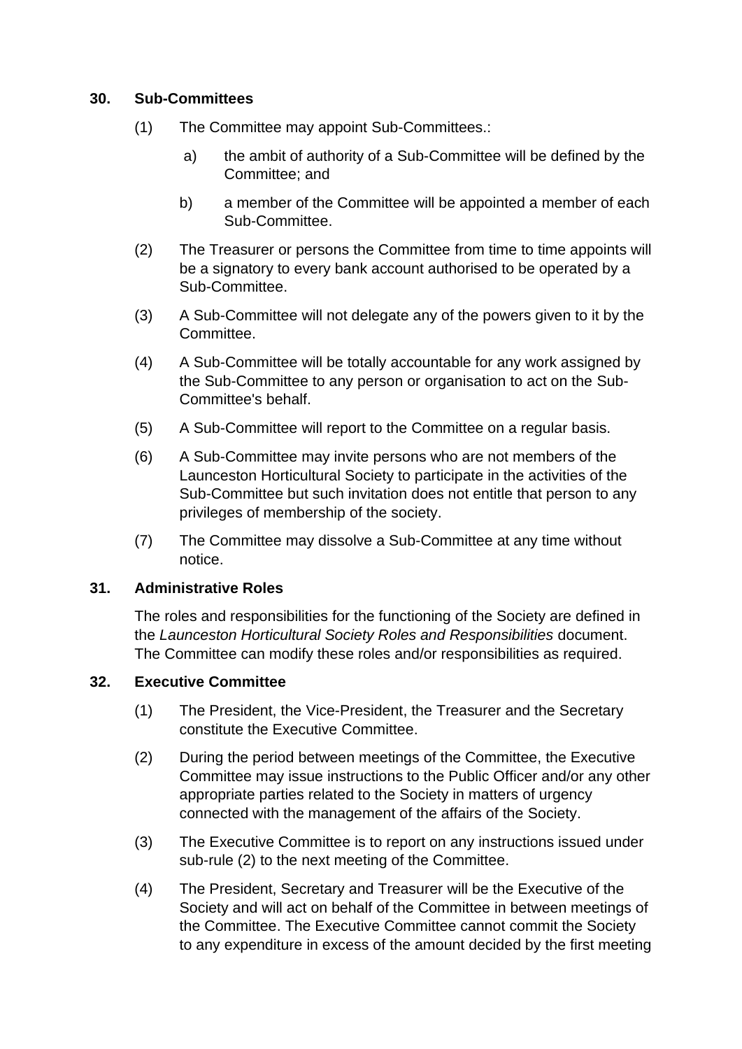**30. Sub-Committees**

(1) The Committee may appoint Sub-Committees.:

a) the ambit of authority of a Sub-Committee will be defined by the Committee; and

b) a member of the Committee will be appointed a member of each Sub-Committee.

(2) The Treasurer or persons the Committee from time to time appoints will be a signatory to every bank account authorised to be operated by a Sub-Committee.

(3) A Sub-Committee will not delegate any of the powers given to it by the Committee.

(4) A Sub-Committee will be totally accountable for any work assigned by the Sub-Committee to any person or organisation to act on the Sub-Committee's behalf.

(5) A Sub-Committee will report to the Committee on a regular basis.

(6) A Sub-Committee may invite persons who are not members of the Launceston Horticultural Society to participate in the activities of the Sub-Committee but such invitation does not entitle that person to any privileges of membership of the society.

(7) The Committee may dissolve a Sub-Committee at any time without notice.

**31. Administrative Roles**

The roles and responsibilities for the functioning of the Society are defined in the *Launceston Horticultural Society Roles and Responsibilities* document. The Committee can modify these roles and/or responsibilities as required.

**32. Executive Committee**

(1) The President, the Vice-President, the Treasurer and the Secretary constitute the Executive Committee.

(2) During the period between meetings of the Committee, the Executive Committee may issue instructions to the Public Officer and/or any other appropriate parties related to the Society in matters of urgency connected with the management of the affairs of the Society.

(3) The Executive Committee is to report on any instructions issued under sub-rule (2) to the next meeting of the Committee.

(4) The President, Secretary and Treasurer will be the Executive of the Society and will act on behalf of the Committee in between meetings of the Committee. The Executive Committee cannot commit the Society to any expenditure in excess of the amount decided by the first meeting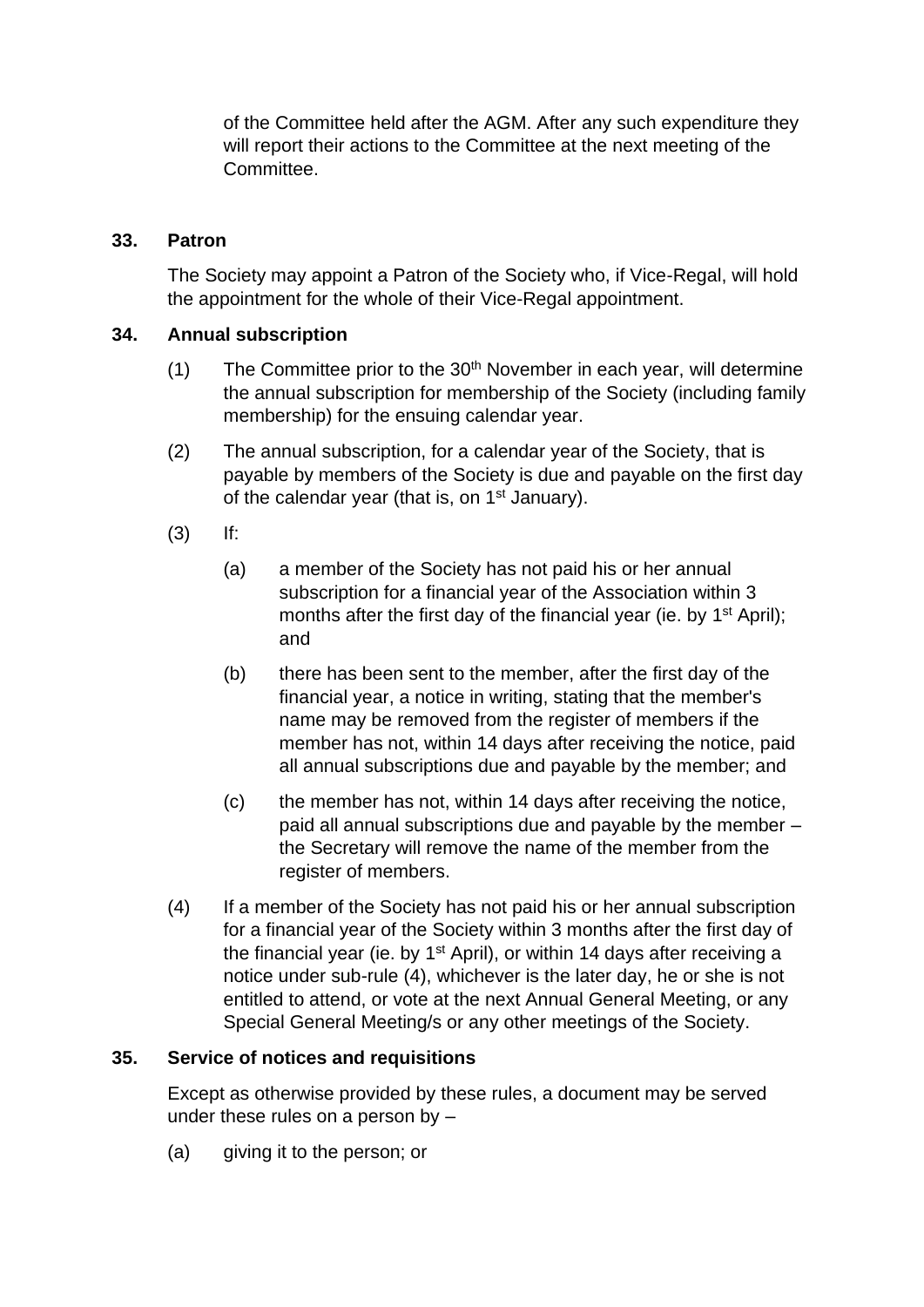of the Committee held after the AGM. After any such expenditure they will report their actions to the Committee at the next meeting of the Committee.

### 33. Patron

The Society may appoint a Patron of the Society who, if Vice-Regal, will hold the appointment for the whole of their Vice-Regal appointment.

### 34. Annual subscription

(1) The Committee prior to the 30th November in each year, will determine the annual subscription for membership of the Society (including family membership) for the ensuing calendar year.

(2) The annual subscription, for a calendar year of the Society, that is payable by members of the Society is due and payable on the first day of the calendar year (that is, on 1st January).

(3) If:

(a) a member of the Society has not paid his or her annual subscription for a financial year of the Association within 3 months after the first day of the financial year (ie. by 1st April); and

(b) there has been sent to the member, after the first day of the financial year, a notice in writing, stating that the member's name may be removed from the register of members if the member has not, within 14 days after receiving the notice, paid all annual subscriptions due and payable by the member; and

(c) the member has not, within 14 days after receiving the notice, paid all annual subscriptions due and payable by the member – the Secretary will remove the name of the member from the register of members.

(4) If a member of the Society has not paid his or her annual subscription for a financial year of the Society within 3 months after the first day of the financial year (ie. by 1st April), or within 14 days after receiving a notice under sub-rule (4), whichever is the later day, he or she is not entitled to attend, or vote at the next Annual General Meeting, or any Special General Meeting/s or any other meetings of the Society.

### 35. Service of notices and requisitions

Except as otherwise provided by these rules, a document may be served under these rules on a person by –

(a) giving it to the person; or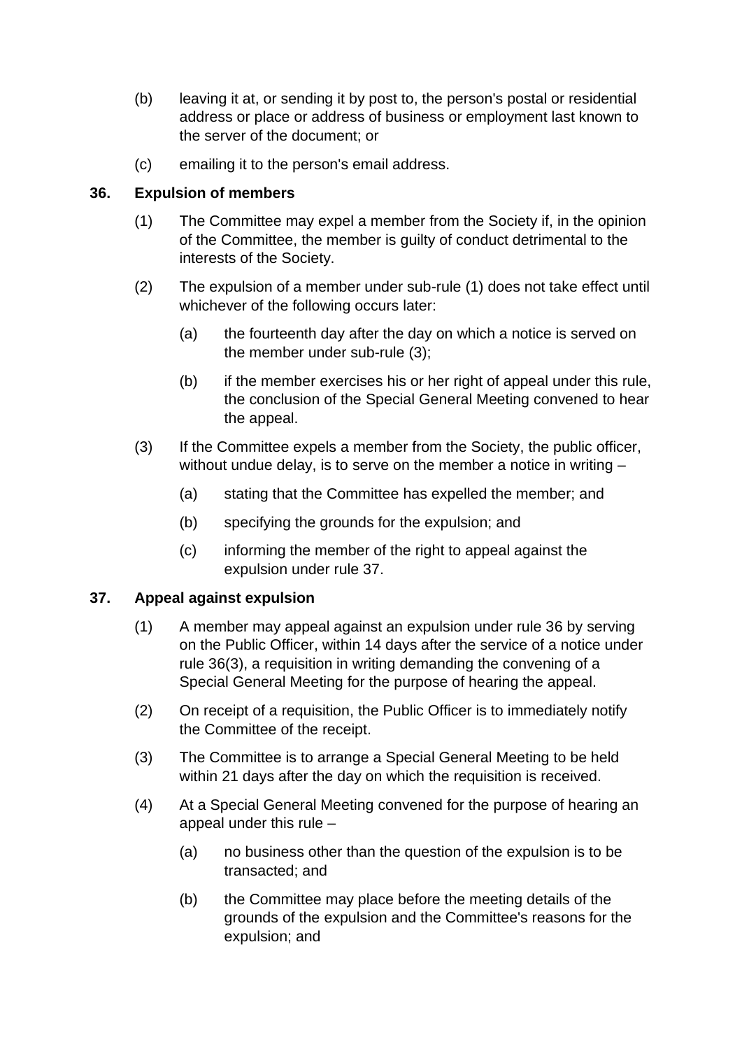(b) leaving it at, or sending it by post to, the person's postal or residential address or place or address of business or employment last known to the server of the document; or

(c) emailing it to the person's email address.

### 36. Expulsion of members

(1) The Committee may expel a member from the Society if, in the opinion of the Committee, the member is guilty of conduct detrimental to the interests of the Society.

(2) The expulsion of a member under sub-rule (1) does not take effect until whichever of the following occurs later:

- (a) the fourteenth day after the day on which a notice is served on the member under sub-rule (3);
- (b) if the member exercises his or her right of appeal under this rule, the conclusion of the Special General Meeting convened to hear the appeal.

(3) If the Committee expels a member from the Society, the public officer, without undue delay, is to serve on the member a notice in writing –

- (a) stating that the Committee has expelled the member; and
- (b) specifying the grounds for the expulsion; and
- (c) informing the member of the right to appeal against the expulsion under rule 37.

### 37. Appeal against expulsion

(1) A member may appeal against an expulsion under rule 36 by serving on the Public Officer, within 14 days after the service of a notice under rule 36(3), a requisition in writing demanding the convening of a Special General Meeting for the purpose of hearing the appeal.

(2) On receipt of a requisition, the Public Officer is to immediately notify the Committee of the receipt.

(3) The Committee is to arrange a Special General Meeting to be held within 21 days after the day on which the requisition is received.

(4) At a Special General Meeting convened for the purpose of hearing an appeal under this rule –

- (a) no business other than the question of the expulsion is to be transacted; and
- (b) the Committee may place before the meeting details of the grounds of the expulsion and the Committee's reasons for the expulsion; and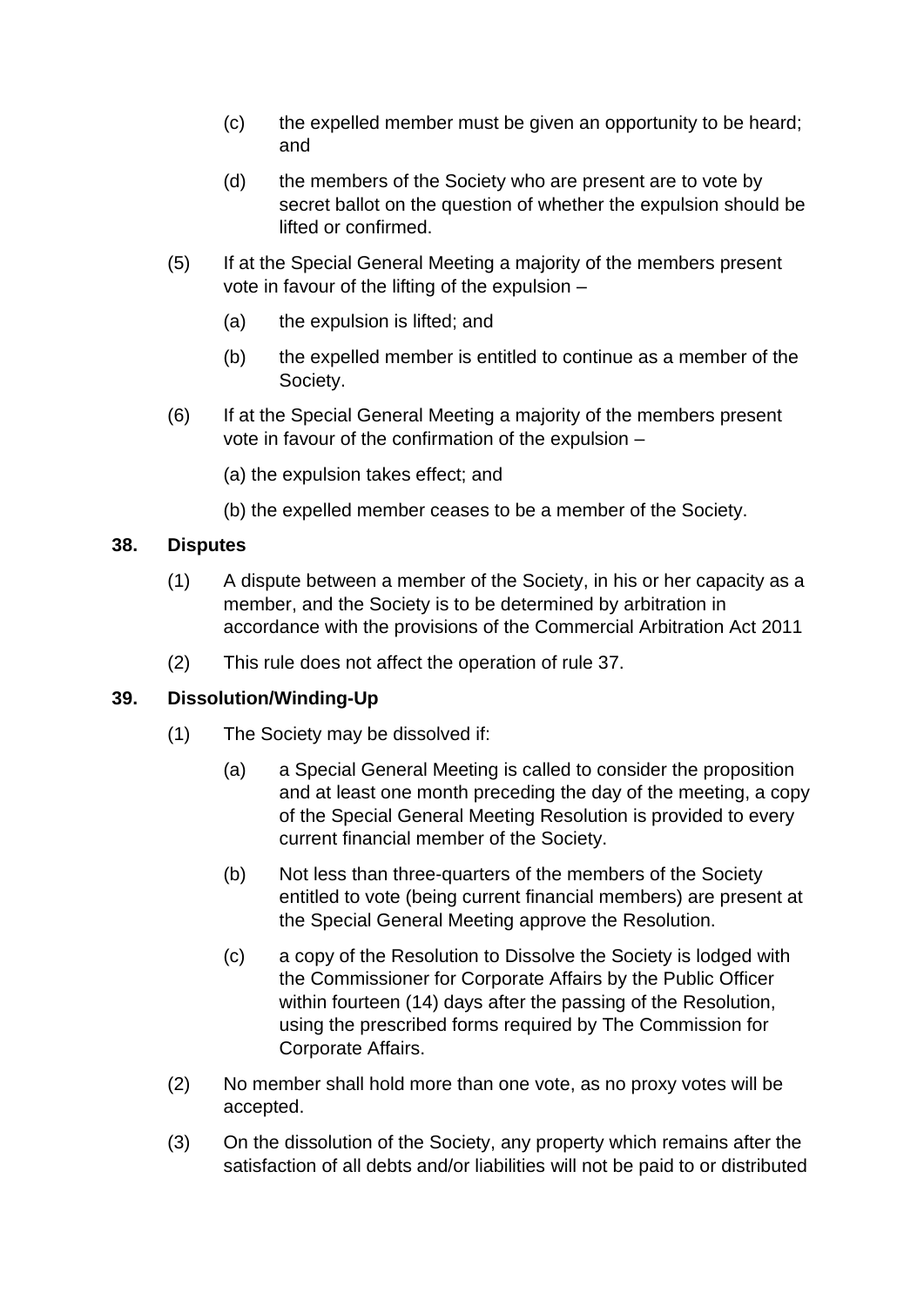(c) the expelled member must be given an opportunity to be heard; and

(d) the members of the Society who are present are to vote by secret ballot on the question of whether the expulsion should be lifted or confirmed.

(5) If at the Special General Meeting a majority of the members present vote in favour of the lifting of the expulsion –

(a) the expulsion is lifted; and

(b) the expelled member is entitled to continue as a member of the Society.

(6) If at the Special General Meeting a majority of the members present vote in favour of the confirmation of the expulsion –

(a) the expulsion takes effect; and

(b) the expelled member ceases to be a member of the Society.

**38. Disputes**

(1) A dispute between a member of the Society, in his or her capacity as a member, and the Society is to be determined by arbitration in accordance with the provisions of the Commercial Arbitration Act 2011

(2) This rule does not affect the operation of rule 37.

**39. Dissolution/Winding-Up**

(1) The Society may be dissolved if:

(a) a Special General Meeting is called to consider the proposition and at least one month preceding the day of the meeting, a copy of the Special General Meeting Resolution is provided to every current financial member of the Society.

(b) Not less than three-quarters of the members of the Society entitled to vote (being current financial members) are present at the Special General Meeting approve the Resolution.

(c) a copy of the Resolution to Dissolve the Society is lodged with the Commissioner for Corporate Affairs by the Public Officer within fourteen (14) days after the passing of the Resolution, using the prescribed forms required by The Commission for Corporate Affairs.

(2) No member shall hold more than one vote, as no proxy votes will be accepted.

(3) On the dissolution of the Society, any property which remains after the satisfaction of all debts and/or liabilities will not be paid to or distributed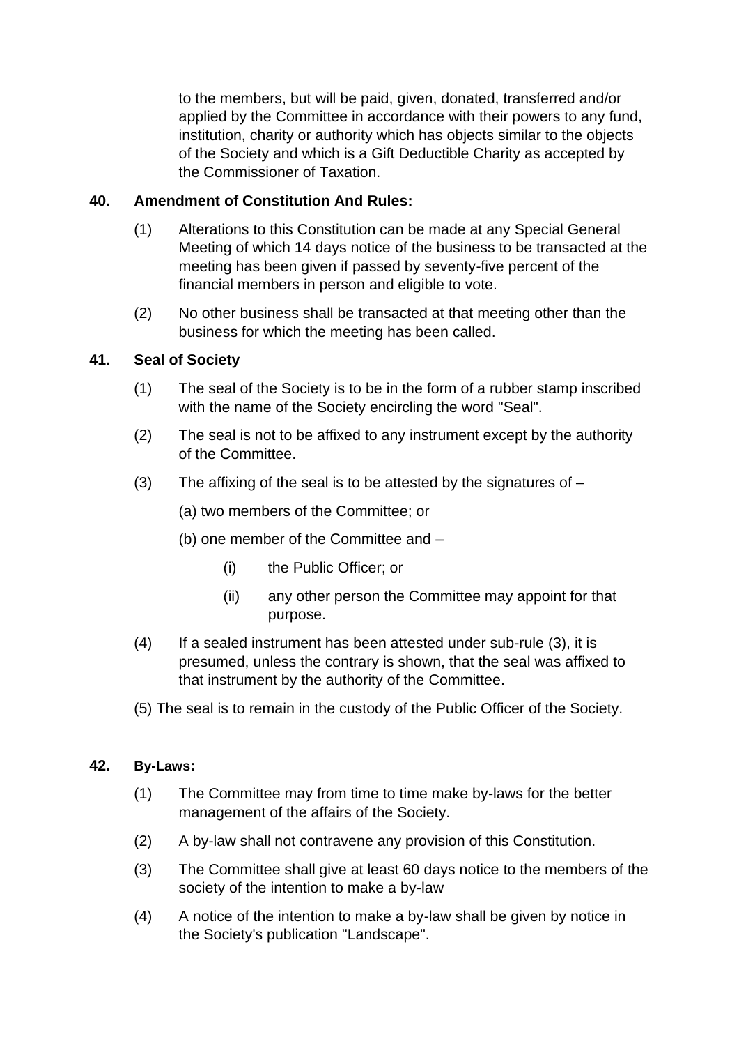to the members, but will be paid, given, donated, transferred and/or applied by the Committee in accordance with their powers to any fund, institution, charity or authority which has objects similar to the objects of the Society and which is a Gift Deductible Charity as accepted by the Commissioner of Taxation.

### 40. Amendment of Constitution And Rules:

(1) Alterations to this Constitution can be made at any Special General Meeting of which 14 days notice of the business to be transacted at the meeting has been given if passed by seventy-five percent of the financial members in person and eligible to vote.

(2) No other business shall be transacted at that meeting other than the business for which the meeting has been called.

### 41. Seal of Society

(1) The seal of the Society is to be in the form of a rubber stamp inscribed with the name of the Society encircling the word "Seal".

(2) The seal is not to be affixed to any instrument except by the authority of the Committee.

(3) The affixing of the seal is to be attested by the signatures of –

(a) two members of the Committee; or

(b) one member of the Committee and –

(i) the Public Officer; or

(ii) any other person the Committee may appoint for that purpose.

(4) If a sealed instrument has been attested under sub-rule (3), it is presumed, unless the contrary is shown, that the seal was affixed to that instrument by the authority of the Committee.

(5) The seal is to remain in the custody of the Public Officer of the Society.

### 42. By-Laws:

(1) The Committee may from time to time make by-laws for the better management of the affairs of the Society.

(2) A by-law shall not contravene any provision of this Constitution.

(3) The Committee shall give at least 60 days notice to the members of the society of the intention to make a by-law

(4) A notice of the intention to make a by-law shall be given by notice in the Society's publication "Landscape".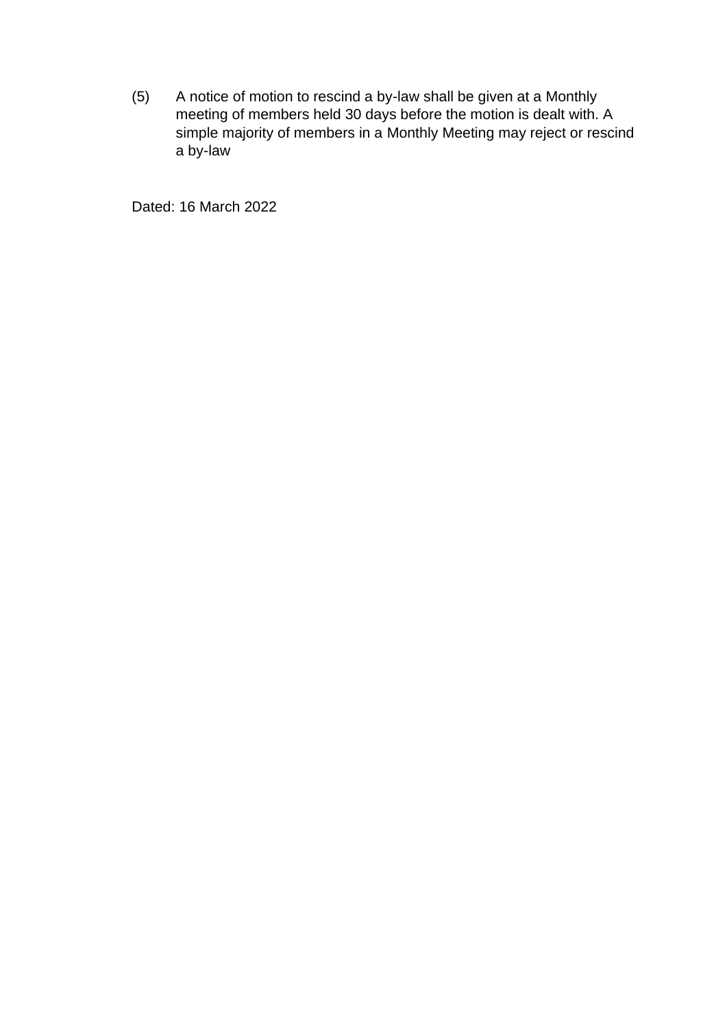(5) A notice of motion to rescind a by-law shall be given at a Monthly meeting of members held 30 days before the motion is dealt with. A simple majority of members in a Monthly Meeting may reject or rescind a by-law

Dated: 16 March 2022